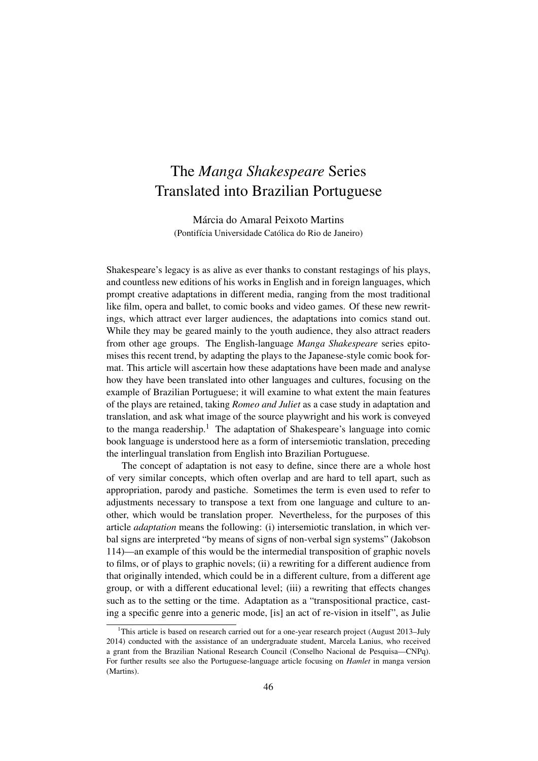# The *Manga Shakespeare* Series Translated into Brazilian Portuguese

Márcia do Amaral Peixoto Martins
(Pontifícia Universidade Católica do Rio de Janeiro)

Shakespeare's legacy is as alive as ever thanks to constant restagings of his plays, and countless new editions of his works in English and in foreign languages, which prompt creative adaptations in different media, ranging from the most traditional like film, opera and ballet, to comic books and video games. Of these new rewritings, which attract ever larger audiences, the adaptations into comics stand out. While they may be geared mainly to the youth audience, they also attract readers from other age groups. The English-language *Manga Shakespeare* series epitomises this recent trend, by adapting the plays to the Japanese-style comic book format. This article will ascertain how these adaptations have been made and analyse how they have been translated into other languages and cultures, focusing on the example of Brazilian Portuguese; it will examine to what extent the main features of the plays are retained, taking *Romeo and Juliet* as a case study in adaptation and translation, and ask what image of the source playwright and his work is conveyed to the manga readership.[1] The adaptation of Shakespeare's language into comic book language is understood here as a form of intersemiotic translation, preceding the interlingual translation from English into Brazilian Portuguese.

The concept of adaptation is not easy to define, since there are a whole host of very similar concepts, which often overlap and are hard to tell apart, such as appropriation, parody and pastiche. Sometimes the term is even used to refer to adjustments necessary to transpose a text from one language and culture to another, which would be translation proper. Nevertheless, for the purposes of this article *adaptation* means the following: (i) intersemiotic translation, in which verbal signs are interpreted "by means of signs of non-verbal sign systems" (Jakobson 114)—an example of this would be the intermedial transposition of graphic novels to films, or of plays to graphic novels; (ii) a rewriting for a different audience from that originally intended, which could be in a different culture, from a different age group, or with a different educational level; (iii) a rewriting that effects changes such as to the setting or the time. Adaptation as a "transpositional practice, casting a specific genre into a generic mode, [is] an act of re-vision in itself", as Julie

[1] This article is based on research carried out for a one-year research project (August 2013–July 2014) conducted with the assistance of an undergraduate student, Marcela Lanius, who received a grant from the Brazilian National Research Council (Conselho Nacional de Pesquisa—CNPq). For further results see also the Portuguese-language article focusing on *Hamlet* in manga version (Martins).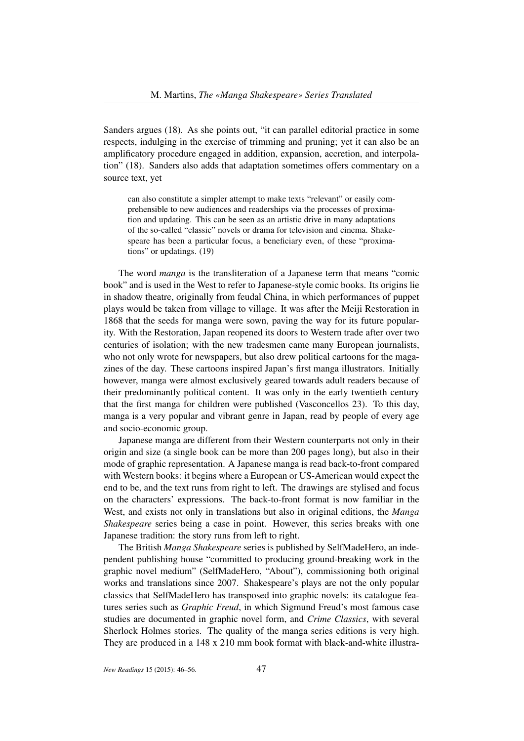Sanders argues (18). As she points out, "it can parallel editorial practice in some respects, indulging in the exercise of trimming and pruning; yet it can also be an amplificatory procedure engaged in addition, expansion, accretion, and interpolation" (18). Sanders also adds that adaptation sometimes offers commentary on a source text, yet

> can also constitute a simpler attempt to make texts "relevant" or easily comprehensible to new audiences and readerships via the processes of proximation and updating. This can be seen as an artistic drive in many adaptations of the so-called "classic" novels or drama for television and cinema. Shakespeare has been a particular focus, a beneficiary even, of these "proximations" or updatings. (19)

The word *manga* is the transliteration of a Japanese term that means "comic book" and is used in the West to refer to Japanese-style comic books. Its origins lie in shadow theatre, originally from feudal China, in which performances of puppet plays would be taken from village to village. It was after the Meiji Restoration in 1868 that the seeds for manga were sown, paving the way for its future popularity. With the Restoration, Japan reopened its doors to Western trade after over two centuries of isolation; with the new tradesmen came many European journalists, who not only wrote for newspapers, but also drew political cartoons for the magazines of the day. These cartoons inspired Japan's first manga illustrators. Initially however, manga were almost exclusively geared towards adult readers because of their predominantly political content. It was only in the early twentieth century that the first manga for children were published (Vasconcellos 23). To this day, manga is a very popular and vibrant genre in Japan, read by people of every age and socio-economic group.

Japanese manga are different from their Western counterparts not only in their origin and size (a single book can be more than 200 pages long), but also in their mode of graphic representation. A Japanese manga is read back-to-front compared with Western books: it begins where a European or US-American would expect the end to be, and the text runs from right to left. The drawings are stylised and focus on the characters' expressions. The back-to-front format is now familiar in the West, and exists not only in translations but also in original editions, the *Manga Shakespeare* series being a case in point. However, this series breaks with one Japanese tradition: the story runs from left to right.

The British *Manga Shakespeare* series is published by SelfMadeHero, an independent publishing house "committed to producing ground-breaking work in the graphic novel medium" (SelfMadeHero, "About"), commissioning both original works and translations since 2007. Shakespeare's plays are not the only popular classics that SelfMadeHero has transposed into graphic novels: its catalogue features series such as *Graphic Freud*, in which Sigmund Freud's most famous case studies are documented in graphic novel form, and *Crime Classics*, with several Sherlock Holmes stories. The quality of the manga series editions is very high. They are produced in a 148 x 210 mm book format with black-and-white illustra-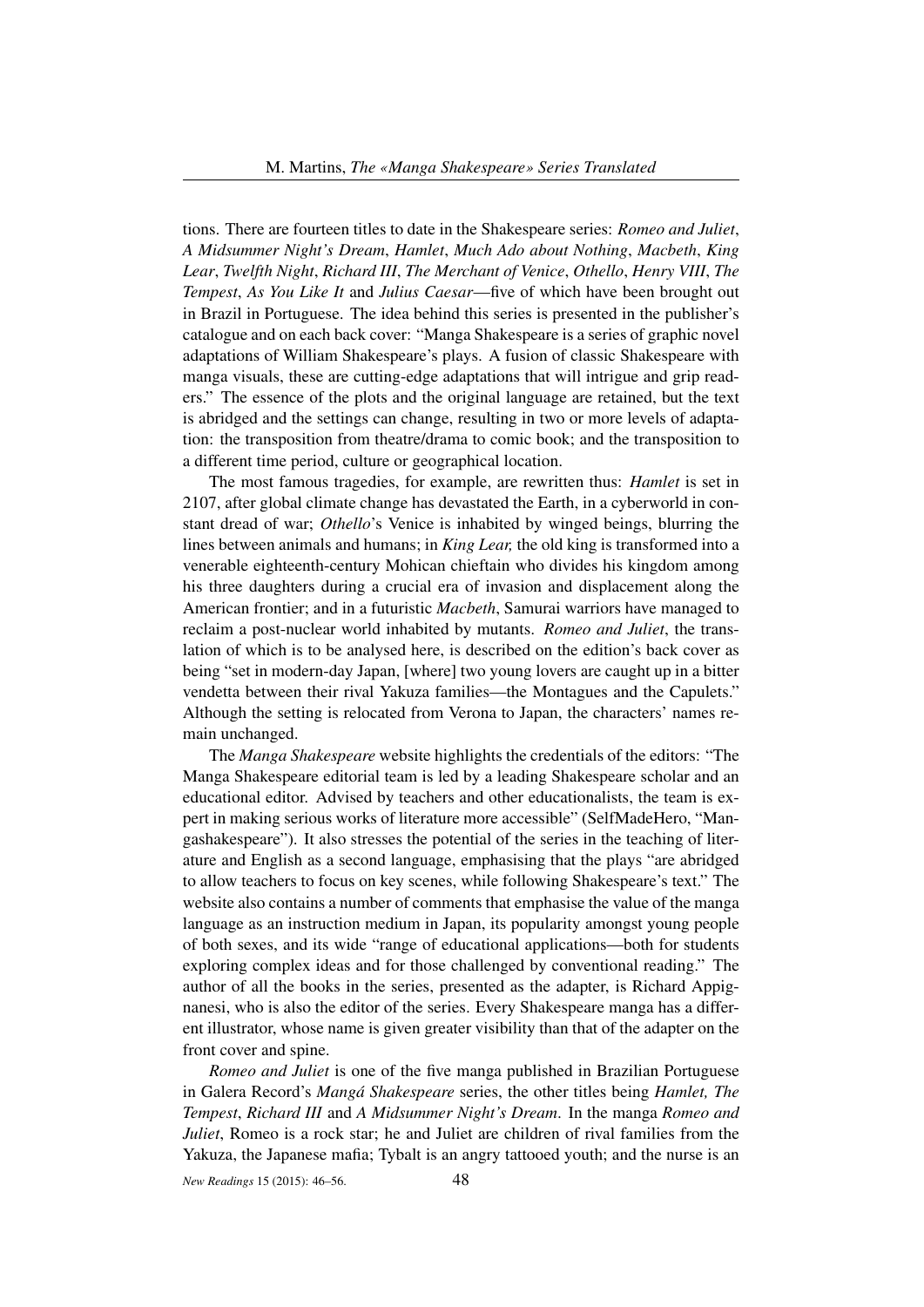tions. There are fourteen titles to date in the Shakespeare series: *Romeo and Juliet*, *A Midsummer Night's Dream*, *Hamlet*, *Much Ado about Nothing*, *Macbeth*, *King Lear*, *Twelfth Night*, *Richard III*, *The Merchant of Venice*, *Othello*, *Henry VIII*, *The Tempest*, *As You Like It* and *Julius Caesar*—five of which have been brought out in Brazil in Portuguese. The idea behind this series is presented in the publisher's catalogue and on each back cover: "Manga Shakespeare is a series of graphic novel adaptations of William Shakespeare's plays. A fusion of classic Shakespeare with manga visuals, these are cutting-edge adaptations that will intrigue and grip readers." The essence of the plots and the original language are retained, but the text is abridged and the settings can change, resulting in two or more levels of adaptation: the transposition from theatre/drama to comic book; and the transposition to a different time period, culture or geographical location.

The most famous tragedies, for example, are rewritten thus: *Hamlet* is set in 2107, after global climate change has devastated the Earth, in a cyberworld in constant dread of war; *Othello*'s Venice is inhabited by winged beings, blurring the lines between animals and humans; in *King Lear,* the old king is transformed into a venerable eighteenth-century Mohican chieftain who divides his kingdom among his three daughters during a crucial era of invasion and displacement along the American frontier; and in a futuristic *Macbeth*, Samurai warriors have managed to reclaim a post-nuclear world inhabited by mutants. *Romeo and Juliet*, the translation of which is to be analysed here, is described on the edition's back cover as being "set in modern-day Japan, [where] two young lovers are caught up in a bitter vendetta between their rival Yakuza families—the Montagues and the Capulets." Although the setting is relocated from Verona to Japan, the characters' names remain unchanged.

The *Manga Shakespeare* website highlights the credentials of the editors: "The Manga Shakespeare editorial team is led by a leading Shakespeare scholar and an educational editor. Advised by teachers and other educationalists, the team is expert in making serious works of literature more accessible" (SelfMadeHero, "Mangashakespeare"). It also stresses the potential of the series in the teaching of literature and English as a second language, emphasising that the plays "are abridged to allow teachers to focus on key scenes, while following Shakespeare's text." The website also contains a number of comments that emphasise the value of the manga language as an instruction medium in Japan, its popularity amongst young people of both sexes, and its wide "range of educational applications—both for students exploring complex ideas and for those challenged by conventional reading." The author of all the books in the series, presented as the adapter, is Richard Appignanesi, who is also the editor of the series. Every Shakespeare manga has a different illustrator, whose name is given greater visibility than that of the adapter on the front cover and spine.

*Romeo and Juliet* is one of the five manga published in Brazilian Portuguese in Galera Record's *Mangá Shakespeare* series, the other titles being *Hamlet, The Tempest*, *Richard III* and *A Midsummer Night's Dream*. In the manga *Romeo and Juliet*, Romeo is a rock star; he and Juliet are children of rival families from the Yakuza, the Japanese mafia; Tybalt is an angry tattooed youth; and the nurse is an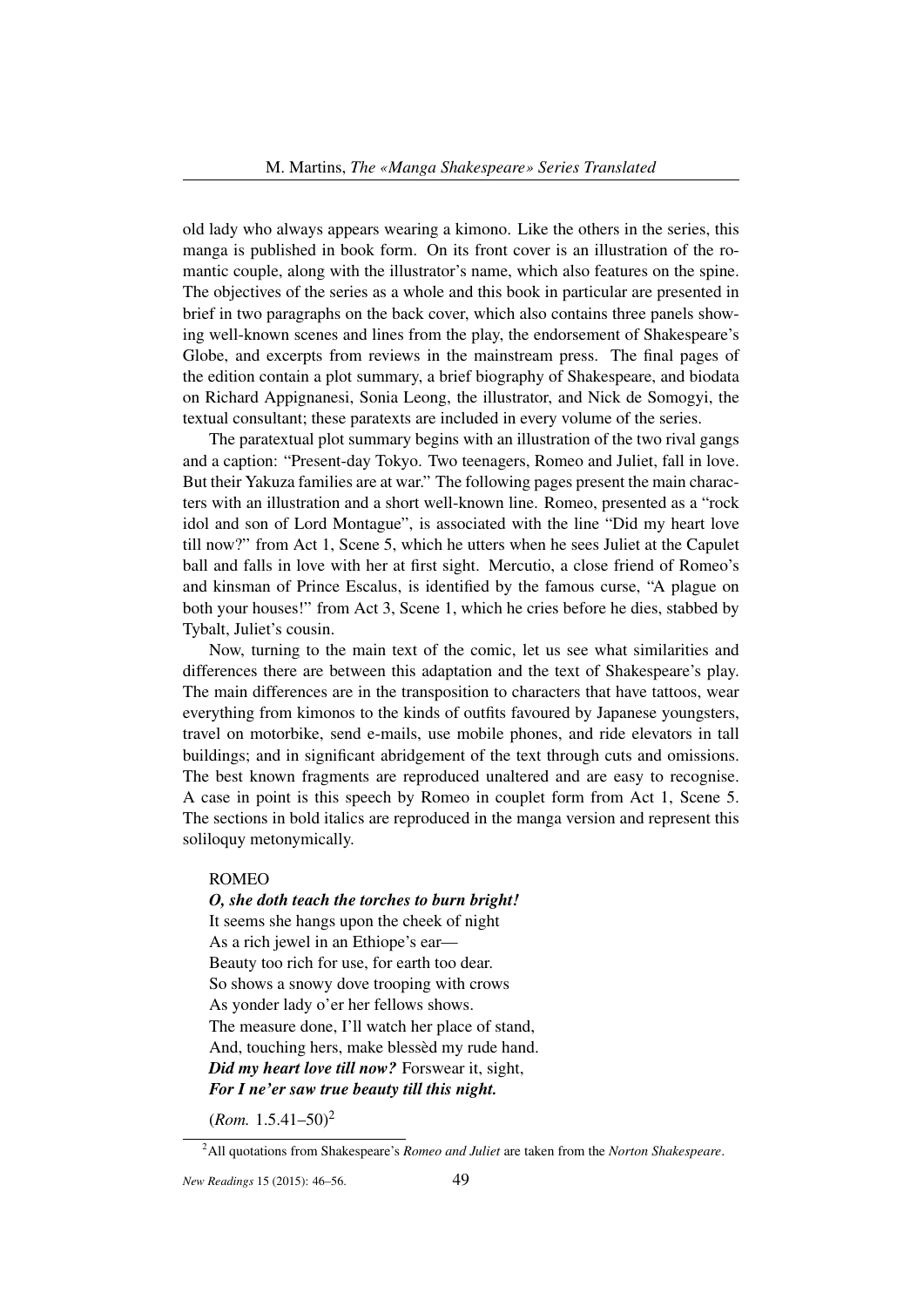old lady who always appears wearing a kimono. Like the others in the series, this manga is published in book form. On its front cover is an illustration of the romantic couple, along with the illustrator's name, which also features on the spine. The objectives of the series as a whole and this book in particular are presented in brief in two paragraphs on the back cover, which also contains three panels showing well-known scenes and lines from the play, the endorsement of Shakespeare's Globe, and excerpts from reviews in the mainstream press. The final pages of the edition contain a plot summary, a brief biography of Shakespeare, and biodata on Richard Appignanesi, Sonia Leong, the illustrator, and Nick de Somogyi, the textual consultant; these paratexts are included in every volume of the series.

The paratextual plot summary begins with an illustration of the two rival gangs and a caption: "Present-day Tokyo. Two teenagers, Romeo and Juliet, fall in love. But their Yakuza families are at war." The following pages present the main characters with an illustration and a short well-known line. Romeo, presented as a "rock idol and son of Lord Montague", is associated with the line "Did my heart love till now?" from Act 1, Scene 5, which he utters when he sees Juliet at the Capulet ball and falls in love with her at first sight. Mercutio, a close friend of Romeo's and kinsman of Prince Escalus, is identified by the famous curse, "A plague on both your houses!" from Act 3, Scene 1, which he cries before he dies, stabbed by Tybalt, Juliet's cousin.

Now, turning to the main text of the comic, let us see what similarities and differences there are between this adaptation and the text of Shakespeare's play. The main differences are in the transposition to characters that have tattoos, wear everything from kimonos to the kinds of outfits favoured by Japanese youngsters, travel on motorbike, send e-mails, use mobile phones, and ride elevators in tall buildings; and in significant abridgement of the text through cuts and omissions. The best known fragments are reproduced unaltered and are easy to recognise. A case in point is this speech by Romeo in couplet form from Act 1, Scene 5. The sections in bold italics are reproduced in the manga version and represent this soliloquy metonymically.

> ROMEO
> ***O, she doth teach the torches to burn bright!***
> It seems she hangs upon the cheek of night
> As a rich jewel in an Ethiope's ear—
> Beauty too rich for use, for earth too dear.
> So shows a snowy dove trooping with crows
> As yonder lady o'er her fellows shows.
> The measure done, I'll watch her place of stand,
> And, touching hers, make blessèd my rude hand.
> ***Did my heart love till now?*** Forswear it, sight,
> ***For I ne'er saw true beauty till this night.***
>
> (*Rom.* 1.5.41–50)[2]

[2] All quotations from Shakespeare's *Romeo and Juliet* are taken from the *Norton Shakespeare*.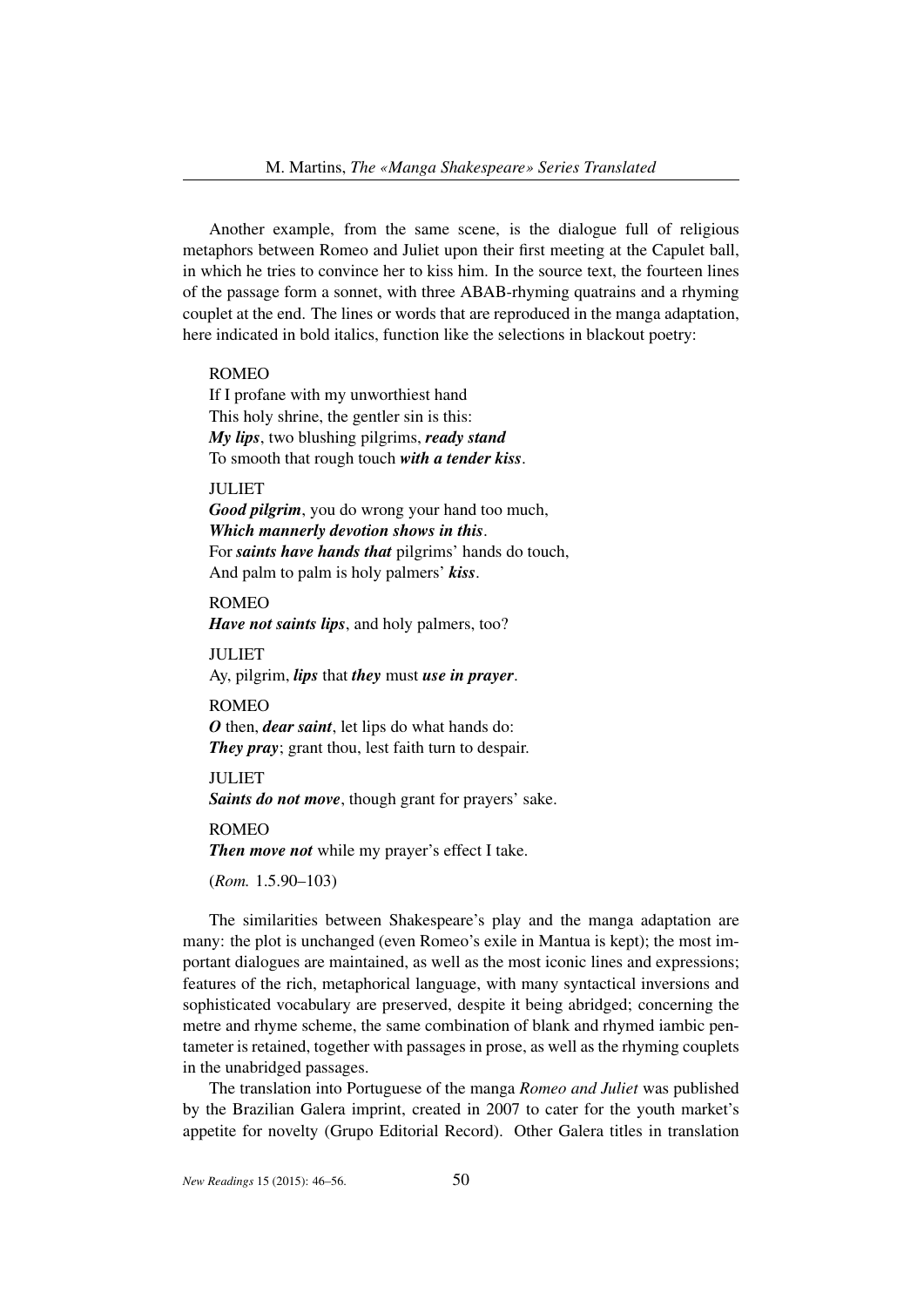Another example, from the same scene, is the dialogue full of religious metaphors between Romeo and Juliet upon their first meeting at the Capulet ball, in which he tries to convince her to kiss him. In the source text, the fourteen lines of the passage form a sonnet, with three ABAB-rhyming quatrains and a rhyming couplet at the end. The lines or words that are reproduced in the manga adaptation, here indicated in bold italics, function like the selections in blackout poetry:

> ROMEO
> If I profane with my unworthiest hand
> This holy shrine, the gentler sin is this:
> ***My lips***, two blushing pilgrims, ***ready stand***
> To smooth that rough touch ***with a tender kiss***.
>
> JULIET
> ***Good pilgrim***, you do wrong your hand too much,
> ***Which mannerly devotion shows in this***.
> For ***saints have hands that*** pilgrims' hands do touch,
> And palm to palm is holy palmers' ***kiss***.
>
> ROMEO
> ***Have not saints lips***, and holy palmers, too?
>
> JULIET
> Ay, pilgrim, ***lips*** that ***they*** must ***use in prayer***.
>
> ROMEO
> ***O*** then, ***dear saint***, let lips do what hands do:
> ***They pray***; grant thou, lest faith turn to despair.
>
> JULIET
> ***Saints do not move***, though grant for prayers' sake.
>
> ROMEO
> ***Then move not*** while my prayer's effect I take.
>
> (*Rom.* 1.5.90–103)

The similarities between Shakespeare's play and the manga adaptation are many: the plot is unchanged (even Romeo's exile in Mantua is kept); the most important dialogues are maintained, as well as the most iconic lines and expressions; features of the rich, metaphorical language, with many syntactical inversions and sophisticated vocabulary are preserved, despite it being abridged; concerning the metre and rhyme scheme, the same combination of blank and rhymed iambic pentameter is retained, together with passages in prose, as well as the rhyming couplets in the unabridged passages.

The translation into Portuguese of the manga *Romeo and Juliet* was published by the Brazilian Galera imprint, created in 2007 to cater for the youth market's appetite for novelty (Grupo Editorial Record). Other Galera titles in translation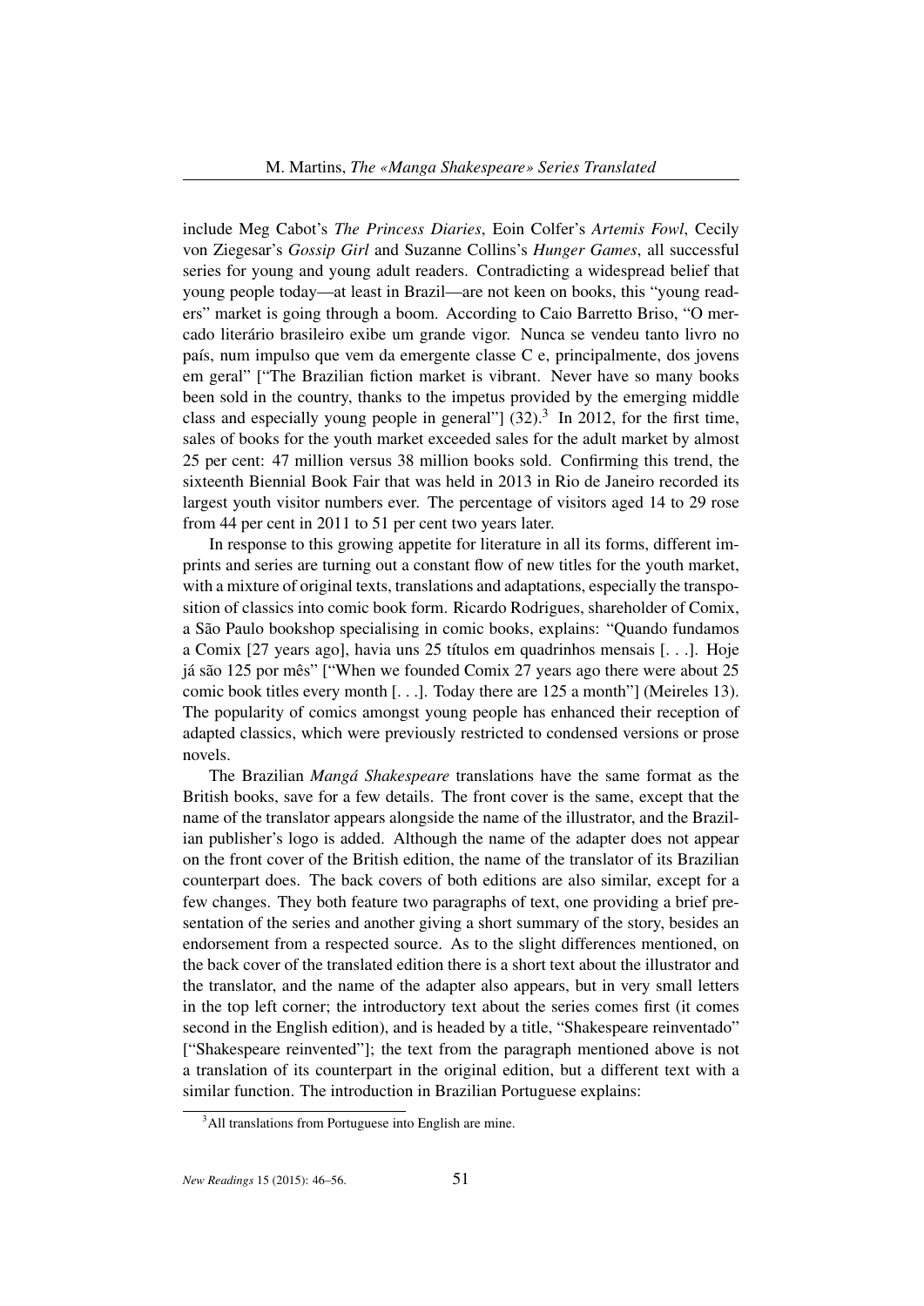include Meg Cabot's *The Princess Diaries*, Eoin Colfer's *Artemis Fowl*, Cecily von Ziegesar's *Gossip Girl* and Suzanne Collins's *Hunger Games*, all successful series for young and young adult readers. Contradicting a widespread belief that young people today—at least in Brazil—are not keen on books, this "young readers" market is going through a boom. According to Caio Barretto Briso, "O mercado literário brasileiro exibe um grande vigor. Nunca se vendeu tanto livro no país, num impulso que vem da emergente classe C e, principalmente, dos jovens em geral" ["The Brazilian fiction market is vibrant. Never have so many books been sold in the country, thanks to the impetus provided by the emerging middle class and especially young people in general"] (32).[3] In 2012, for the first time, sales of books for the youth market exceeded sales for the adult market by almost 25 per cent: 47 million versus 38 million books sold. Confirming this trend, the sixteenth Biennial Book Fair that was held in 2013 in Rio de Janeiro recorded its largest youth visitor numbers ever. The percentage of visitors aged 14 to 29 rose from 44 per cent in 2011 to 51 per cent two years later.

In response to this growing appetite for literature in all its forms, different imprints and series are turning out a constant flow of new titles for the youth market, with a mixture of original texts, translations and adaptations, especially the transposition of classics into comic book form. Ricardo Rodrigues, shareholder of Comix, a São Paulo bookshop specialising in comic books, explains: "Quando fundamos a Comix [27 years ago], havia uns 25 títulos em quadrinhos mensais [. . .]. Hoje já são 125 por mês" ["When we founded Comix 27 years ago there were about 25 comic book titles every month [. . .]. Today there are 125 a month"] (Meireles 13). The popularity of comics amongst young people has enhanced their reception of adapted classics, which were previously restricted to condensed versions or prose novels.

The Brazilian *Mangá Shakespeare* translations have the same format as the British books, save for a few details. The front cover is the same, except that the name of the translator appears alongside the name of the illustrator, and the Brazilian publisher's logo is added. Although the name of the adapter does not appear on the front cover of the British edition, the name of the translator of its Brazilian counterpart does. The back covers of both editions are also similar, except for a few changes. They both feature two paragraphs of text, one providing a brief presentation of the series and another giving a short summary of the story, besides an endorsement from a respected source. As to the slight differences mentioned, on the back cover of the translated edition there is a short text about the illustrator and the translator, and the name of the adapter also appears, but in very small letters in the top left corner; the introductory text about the series comes first (it comes second in the English edition), and is headed by a title, "Shakespeare reinventado" ["Shakespeare reinvented"]; the text from the paragraph mentioned above is not a translation of its counterpart in the original edition, but a different text with a similar function. The introduction in Brazilian Portuguese explains:

[3] All translations from Portuguese into English are mine.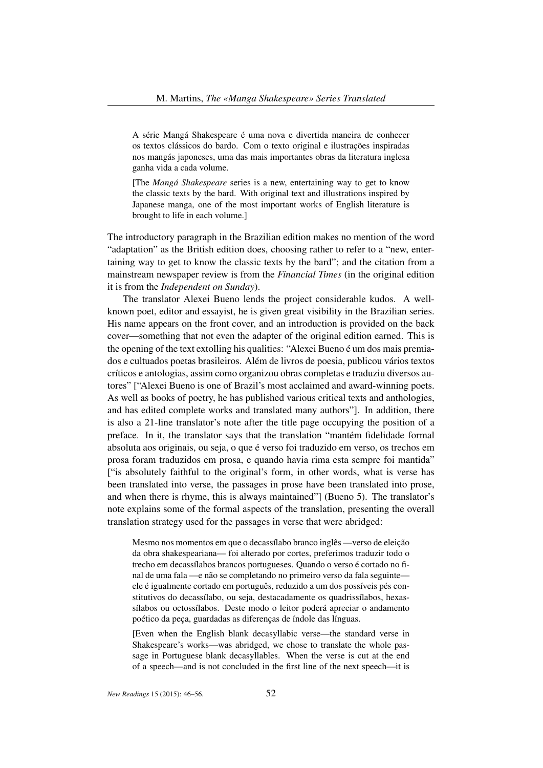> A série Mangá Shakespeare é uma nova e divertida maneira de conhecer os textos clássicos do bardo. Com o texto original e ilustrações inspiradas nos mangás japoneses, uma das mais importantes obras da literatura inglesa ganha vida a cada volume.
>
> [The *Mangá Shakespeare* series is a new, entertaining way to get to know the classic texts by the bard. With original text and illustrations inspired by Japanese manga, one of the most important works of English literature is brought to life in each volume.]

The introductory paragraph in the Brazilian edition makes no mention of the word "adaptation" as the British edition does, choosing rather to refer to a "new, entertaining way to get to know the classic texts by the bard"; and the citation from a mainstream newspaper review is from the *Financial Times* (in the original edition it is from the *Independent on Sunday*).

The translator Alexei Bueno lends the project considerable kudos. A well-known poet, editor and essayist, he is given great visibility in the Brazilian series. His name appears on the front cover, and an introduction is provided on the back cover—something that not even the adapter of the original edition earned. This is the opening of the text extolling his qualities: "Alexei Bueno é um dos mais premiados e cultuados poetas brasileiros. Além de livros de poesia, publicou vários textos críticos e antologias, assim como organizou obras completas e traduziu diversos autores" ["Alexei Bueno is one of Brazil's most acclaimed and award-winning poets. As well as books of poetry, he has published various critical texts and anthologies, and has edited complete works and translated many authors"]. In addition, there is also a 21-line translator's note after the title page occupying the position of a preface. In it, the translator says that the translation "mantém fidelidade formal absoluta aos originais, ou seja, o que é verso foi traduzido em verso, os trechos em prosa foram traduzidos em prosa, e quando havia rima esta sempre foi mantida" ["is absolutely faithful to the original's form, in other words, what is verse has been translated into verse, the passages in prose have been translated into prose, and when there is rhyme, this is always maintained"] (Bueno 5). The translator's note explains some of the formal aspects of the translation, presenting the overall translation strategy used for the passages in verse that were abridged:

> Mesmo nos momentos em que o decassílabo branco inglês —verso de eleição da obra shakespeariana— foi alterado por cortes, preferimos traduzir todo o trecho em decassílabos brancos portugueses. Quando o verso é cortado no final de uma fala —e não se completando no primeiro verso da fala seguinte— ele é igualmente cortado em português, reduzido a um dos possíveis pés constitutivos do decassílabo, ou seja, destacadamente os quadrissílabos, hexassílabos ou octossílabos. Deste modo o leitor poderá apreciar o andamento poético da peça, guardadas as diferenças de índole das línguas.
>
> [Even when the English blank decasyllabic verse—the standard verse in Shakespeare's works—was abridged, we chose to translate the whole passage in Portuguese blank decasyllables. When the verse is cut at the end of a speech—and is not concluded in the first line of the next speech—it is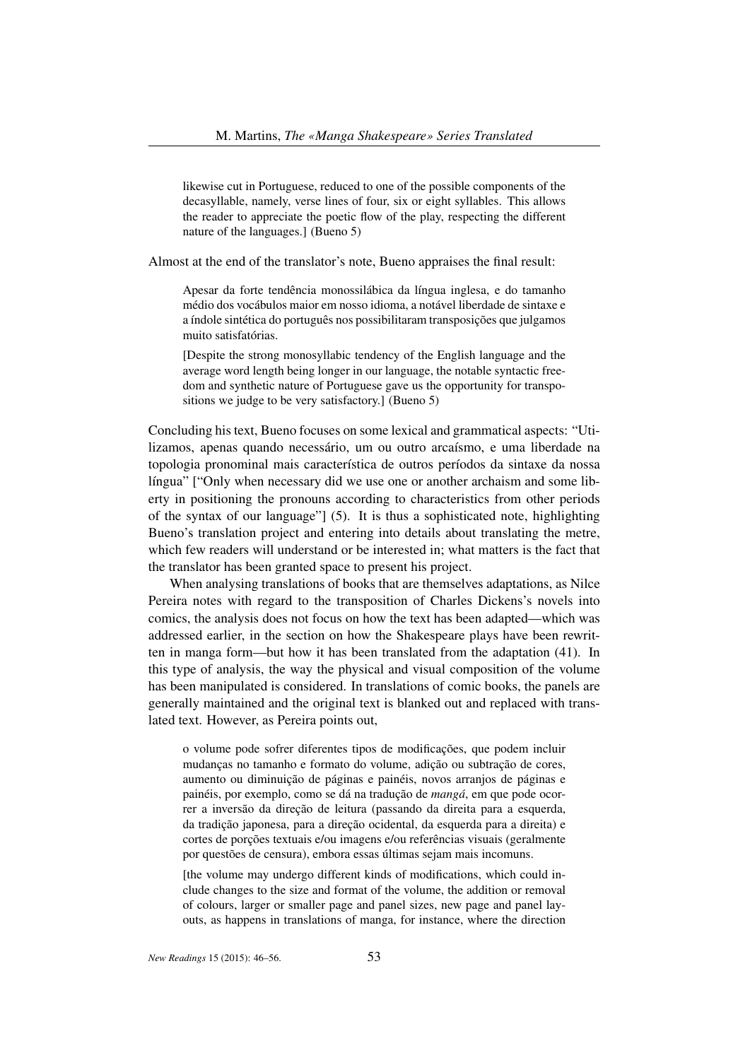> likewise cut in Portuguese, reduced to one of the possible components of the decasyllable, namely, verse lines of four, six or eight syllables. This allows the reader to appreciate the poetic flow of the play, respecting the different nature of the languages.] (Bueno 5)

Almost at the end of the translator's note, Bueno appraises the final result:

> Apesar da forte tendência monossilábica da língua inglesa, e do tamanho médio dos vocábulos maior em nosso idioma, a notável liberdade de sintaxe e a índole sintética do português nos possibilitaram transposições que julgamos muito satisfatórias.
>
> [Despite the strong monosyllabic tendency of the English language and the average word length being longer in our language, the notable syntactic freedom and synthetic nature of Portuguese gave us the opportunity for transpositions we judge to be very satisfactory.] (Bueno 5)

Concluding his text, Bueno focuses on some lexical and grammatical aspects: "Utilizamos, apenas quando necessário, um ou outro arcaísmo, e uma liberdade na topologia pronominal mais característica de outros períodos da sintaxe da nossa língua" ["Only when necessary did we use one or another archaism and some liberty in positioning the pronouns according to characteristics from other periods of the syntax of our language"] (5). It is thus a sophisticated note, highlighting Bueno's translation project and entering into details about translating the metre, which few readers will understand or be interested in; what matters is the fact that the translator has been granted space to present his project.

When analysing translations of books that are themselves adaptations, as Nilce Pereira notes with regard to the transposition of Charles Dickens's novels into comics, the analysis does not focus on how the text has been adapted—which was addressed earlier, in the section on how the Shakespeare plays have been rewritten in manga form—but how it has been translated from the adaptation (41). In this type of analysis, the way the physical and visual composition of the volume has been manipulated is considered. In translations of comic books, the panels are generally maintained and the original text is blanked out and replaced with translated text. However, as Pereira points out,

> o volume pode sofrer diferentes tipos de modificações, que podem incluir mudanças no tamanho e formato do volume, adição ou subtração de cores, aumento ou diminuição de páginas e painéis, novos arranjos de páginas e painéis, por exemplo, como se dá na tradução de *mangá*, em que pode ocorrer a inversão da direção de leitura (passando da direita para a esquerda, da tradição japonesa, para a direção ocidental, da esquerda para a direita) e cortes de porções textuais e/ou imagens e/ou referências visuais (geralmente por questões de censura), embora essas últimas sejam mais incomuns.
>
> [the volume may undergo different kinds of modifications, which could include changes to the size and format of the volume, the addition or removal of colours, larger or smaller page and panel sizes, new page and panel layouts, as happens in translations of manga, for instance, where the direction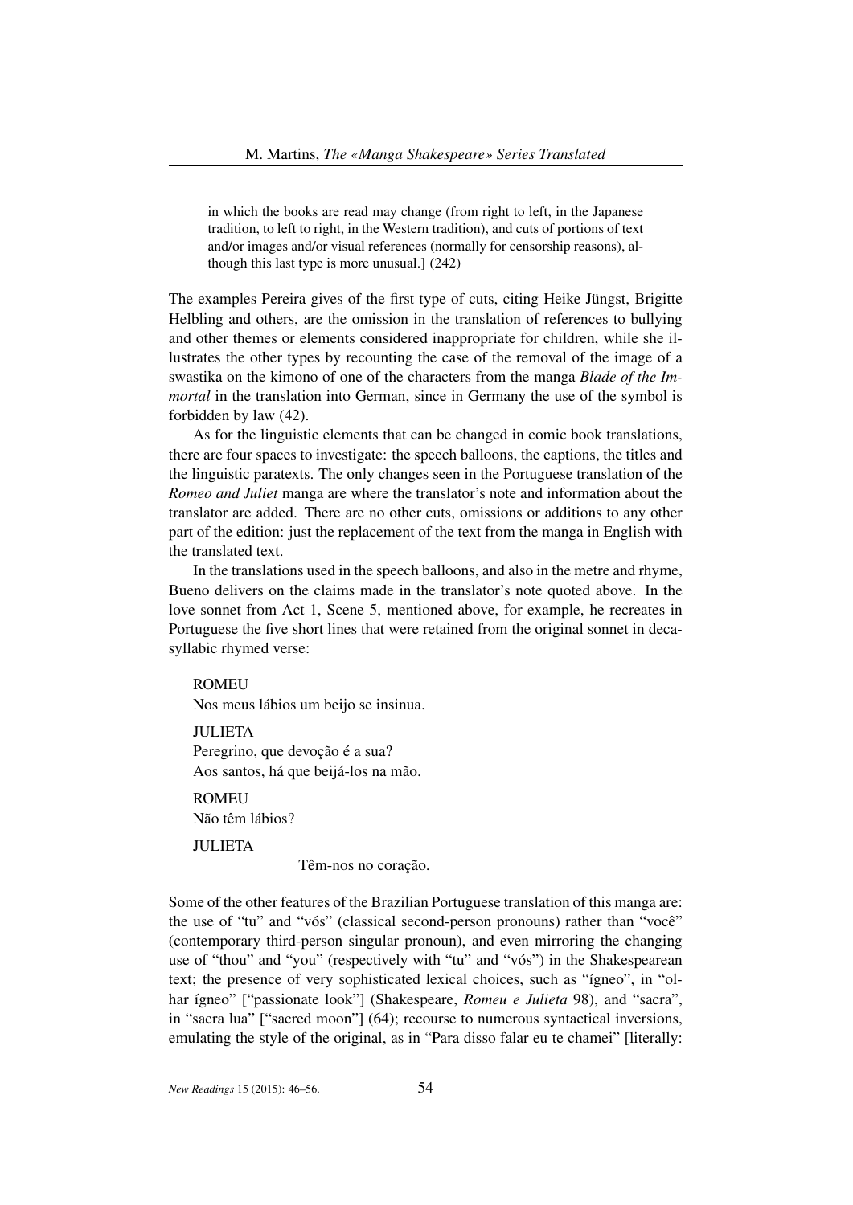in which the books are read may change (from right to left, in the Japanese tradition, to left to right, in the Western tradition), and cuts of portions of text and/or images and/or visual references (normally for censorship reasons), although this last type is more unusual.] (242)

The examples Pereira gives of the first type of cuts, citing Heike Jüngst, Brigitte Helbling and others, are the omission in the translation of references to bullying and other themes or elements considered inappropriate for children, while she illustrates the other types by recounting the case of the removal of the image of a swastika on the kimono of one of the characters from the manga *Blade of the Immortal* in the translation into German, since in Germany the use of the symbol is forbidden by law (42).

As for the linguistic elements that can be changed in comic book translations, there are four spaces to investigate: the speech balloons, the captions, the titles and the linguistic paratexts. The only changes seen in the Portuguese translation of the *Romeo and Juliet* manga are where the translator's note and information about the translator are added. There are no other cuts, omissions or additions to any other part of the edition: just the replacement of the text from the manga in English with the translated text.

In the translations used in the speech balloons, and also in the metre and rhyme, Bueno delivers on the claims made in the translator's note quoted above. In the love sonnet from Act 1, Scene 5, mentioned above, for example, he recreates in Portuguese the five short lines that were retained from the original sonnet in decasyllabic rhymed verse:

> ROMEU
> Nos meus lábios um beijo se insinua.
>
> JULIETA
> Peregrino, que devoção é a sua?
> Aos santos, há que beijá-los na mão.
>
> ROMEU
> Não têm lábios?
>
> JULIETA
> Têm-nos no coração.

Some of the other features of the Brazilian Portuguese translation of this manga are: the use of "tu" and "vós" (classical second-person pronouns) rather than "você" (contemporary third-person singular pronoun), and even mirroring the changing use of "thou" and "you" (respectively with "tu" and "vós") in the Shakespearean text; the presence of very sophisticated lexical choices, such as "ígneo", in "olhar ígneo" ["passionate look"] (Shakespeare, *Romeu e Julieta* 98), and "sacra", in "sacra lua" ["sacred moon"] (64); recourse to numerous syntactical inversions, emulating the style of the original, as in "Para disso falar eu te chamei" [literally: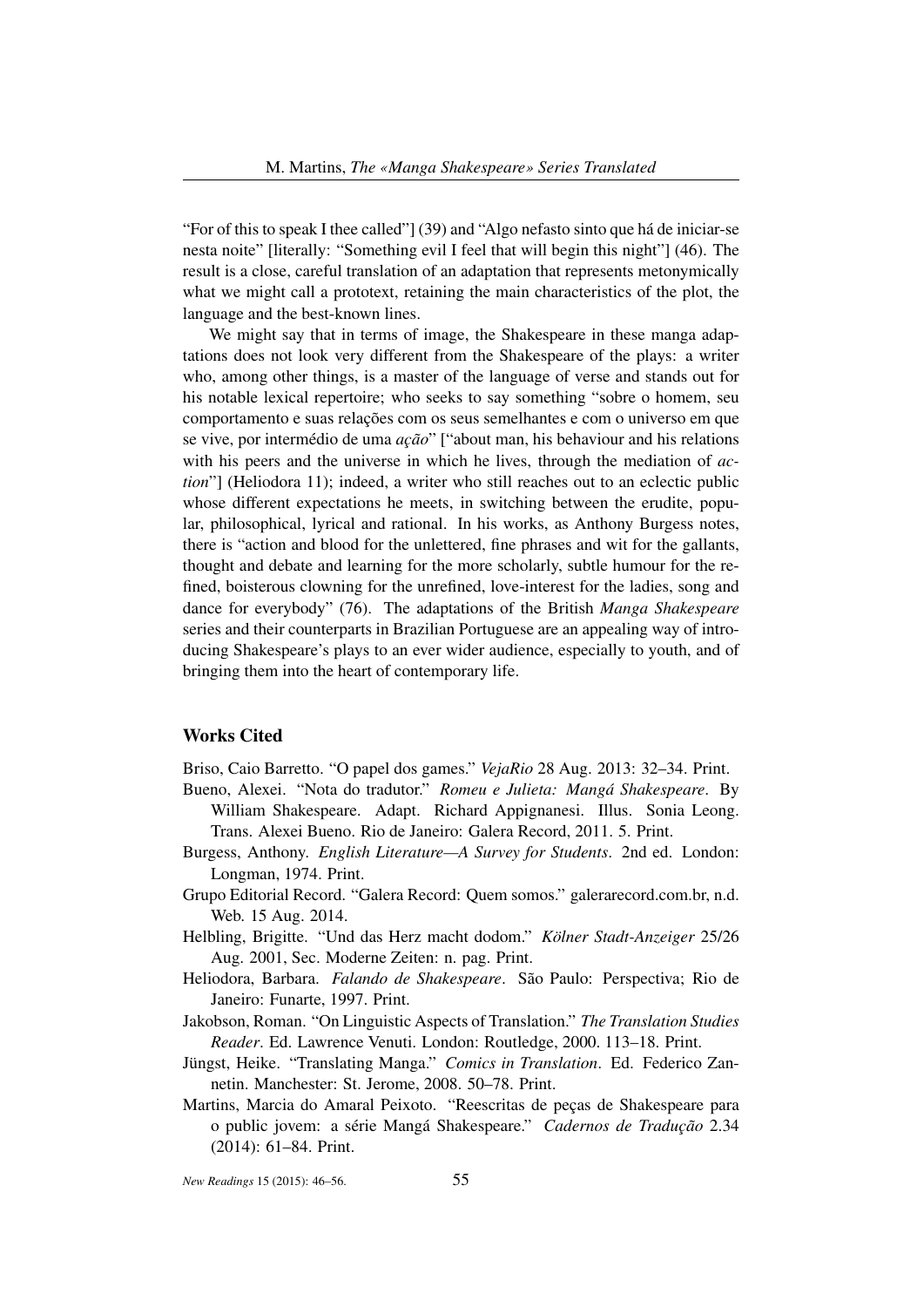"For of this to speak I thee called"] (39) and "Algo nefasto sinto que há de iniciar-se nesta noite" [literally: "Something evil I feel that will begin this night"] (46). The result is a close, careful translation of an adaptation that represents metonymically what we might call a prototext, retaining the main characteristics of the plot, the language and the best-known lines.

We might say that in terms of image, the Shakespeare in these manga adaptations does not look very different from the Shakespeare of the plays: a writer who, among other things, is a master of the language of verse and stands out for his notable lexical repertoire; who seeks to say something "sobre o homem, seu comportamento e suas relações com os seus semelhantes e com o universo em que se vive, por intermédio de uma *ação*" ["about man, his behaviour and his relations with his peers and the universe in which he lives, through the mediation of *action*"] (Heliodora 11); indeed, a writer who still reaches out to an eclectic public whose different expectations he meets, in switching between the erudite, popular, philosophical, lyrical and rational. In his works, as Anthony Burgess notes, there is "action and blood for the unlettered, fine phrases and wit for the gallants, thought and debate and learning for the more scholarly, subtle humour for the refined, boisterous clowning for the unrefined, love-interest for the ladies, song and dance for everybody" (76). The adaptations of the British *Manga Shakespeare* series and their counterparts in Brazilian Portuguese are an appealing way of introducing Shakespeare's plays to an ever wider audience, especially to youth, and of bringing them into the heart of contemporary life.

## Works Cited

Briso, Caio Barretto. "O papel dos games." *VejaRio* 28 Aug. 2013: 32–34. Print.

Bueno, Alexei. "Nota do tradutor." *Romeu e Julieta: Mangá Shakespeare*. By William Shakespeare. Adapt. Richard Appignanesi. Illus. Sonia Leong. Trans. Alexei Bueno. Rio de Janeiro: Galera Record, 2011. 5. Print.

Burgess, Anthony. *English Literature—A Survey for Students*. 2nd ed. London: Longman, 1974. Print.

Grupo Editorial Record. "Galera Record: Quem somos." galerarecord.com.br, n.d. Web. 15 Aug. 2014.

Helbling, Brigitte. "Und das Herz macht dodom." *Kölner Stadt-Anzeiger* 25/26 Aug. 2001, Sec. Moderne Zeiten: n. pag. Print.

Heliodora, Barbara. *Falando de Shakespeare*. São Paulo: Perspectiva; Rio de Janeiro: Funarte, 1997. Print.

Jakobson, Roman. "On Linguistic Aspects of Translation." *The Translation Studies Reader*. Ed. Lawrence Venuti. London: Routledge, 2000. 113–18. Print.

Jüngst, Heike. "Translating Manga." *Comics in Translation*. Ed. Federico Zannetin. Manchester: St. Jerome, 2008. 50–78. Print.

Martins, Marcia do Amaral Peixoto. "Reescritas de peças de Shakespeare para o public jovem: a série Mangá Shakespeare." *Cadernos de Tradução* 2.34 (2014): 61–84. Print.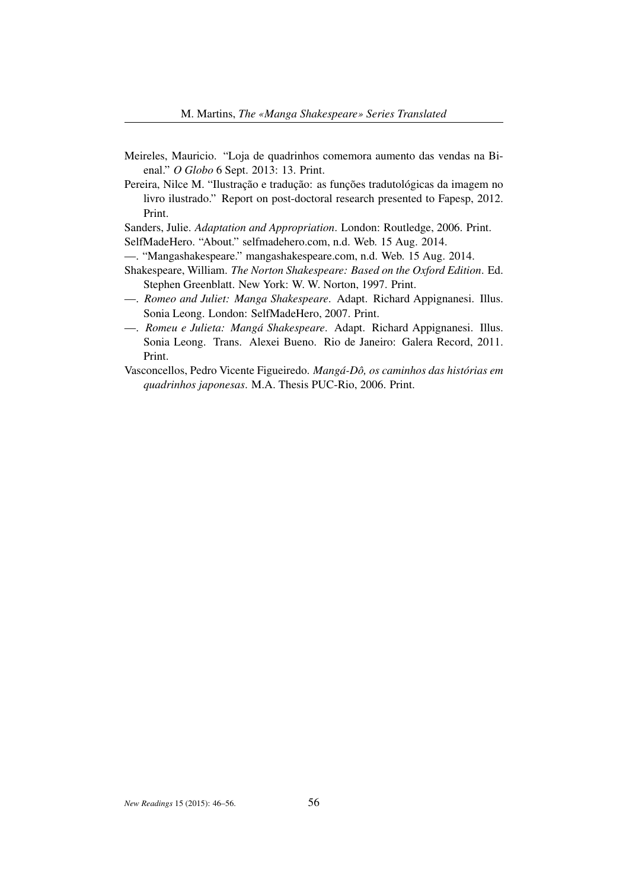Meireles, Mauricio. "Loja de quadrinhos comemora aumento das vendas na Bienal." *O Globo* 6 Sept. 2013: 13. Print.

Pereira, Nilce M. "Ilustração e tradução: as funções tradutológicas da imagem no livro ilustrado." Report on post-doctoral research presented to Fapesp, 2012. Print.

Sanders, Julie. *Adaptation and Appropriation*. London: Routledge, 2006. Print.

SelfMadeHero. "About." selfmadehero.com, n.d. Web. 15 Aug. 2014.

—. "Mangashakespeare." mangashakespeare.com, n.d. Web. 15 Aug. 2014.

Shakespeare, William. *The Norton Shakespeare: Based on the Oxford Edition*. Ed. Stephen Greenblatt. New York: W. W. Norton, 1997. Print.

—. *Romeo and Juliet: Manga Shakespeare*. Adapt. Richard Appignanesi. Illus. Sonia Leong. London: SelfMadeHero, 2007. Print.

—. *Romeu e Julieta: Mangá Shakespeare*. Adapt. Richard Appignanesi. Illus. Sonia Leong. Trans. Alexei Bueno. Rio de Janeiro: Galera Record, 2011. Print.

Vasconcellos, Pedro Vicente Figueiredo. *Mangá-Dô, os caminhos das histórias em quadrinhos japonesas*. M.A. Thesis PUC-Rio, 2006. Print.